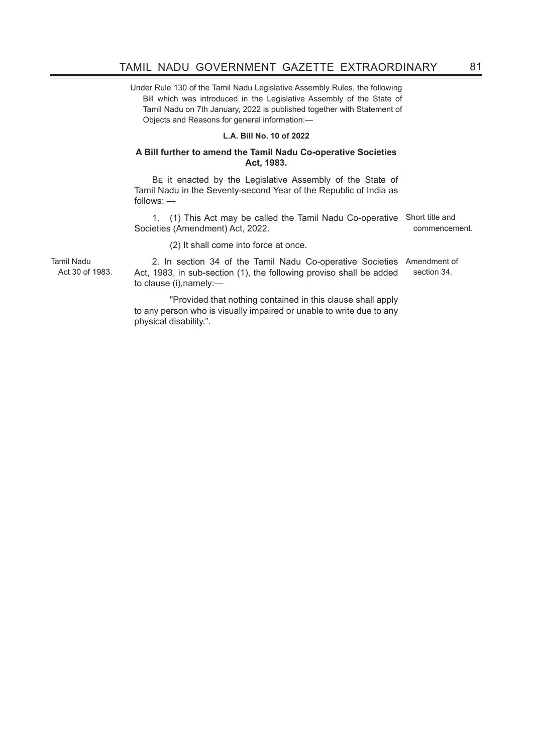Under Rule 130 of the Tamil Nadu Legislative Assembly Rules, the following Bill which was introduced in the Legislative Assembly of the State of Tamil Nadu on 7th January, 2022 is published together with Statement of Objects and Reasons for general information:—

**L.A. Bill No. 10 of 2022**

**A Bill further to amend the Tamil Nadu Co-operative Societies Act, 1983.**

Be it enacted by the Legislative Assembly of the State of Tamil Nadu in the Seventy-second Year of the Republic of India as follows: —

*Short title and commencement.*

1. (1) This Act may be called the Tamil Nadu Co-operative Societies (Amendment) Act, 2022.

(2) It shall come into force at once.

*Amendment of section 34.*

*Tamil Nadu Act 30 of 1983.*

2. In section 34 of the Tamil Nadu Co-operative Societies Act, 1983, in sub-section (1), the following proviso shall be added to clause (i),namely:—

"Provided that nothing contained in this clause shall apply to any person who is visually impaired or unable to write due to any physical disability.".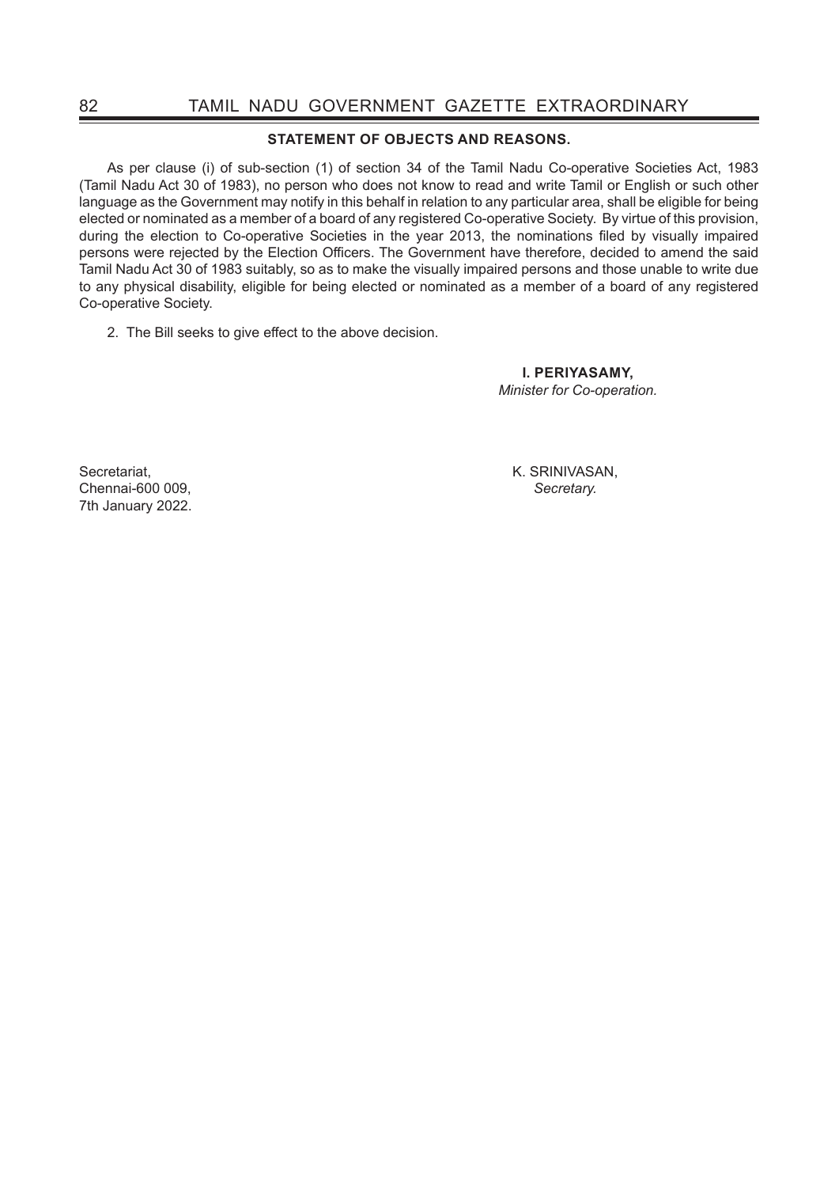## STATEMENT OF OBJECTS AND REASONS.

As per clause (i) of sub-section (1) of section 34 of the Tamil Nadu Co-operative Societies Act, 1983 (Tamil Nadu Act 30 of 1983), no person who does not know to read and write Tamil or English or such other language as the Government may notify in this behalf in relation to any particular area, shall be eligible for being elected or nominated as a member of a board of any registered Co-operative Society. By virtue of this provision, during the election to Co-operative Societies in the year 2013, the nominations filed by visually impaired persons were rejected by the Election Officers. The Government have therefore, decided to amend the said Tamil Nadu Act 30 of 1983 suitably, so as to make the visually impaired persons and those unable to write due to any physical disability, eligible for being elected or nominated as a member of a board of any registered Co-operative Society.

2. The Bill seeks to give effect to the above decision.

**I. PERIYASAMY,**
*Minister for Co-operation.*

Secretariat,
Chennai-600 009,
7th January 2022.

K. SRINIVASAN,
*Secretary.*